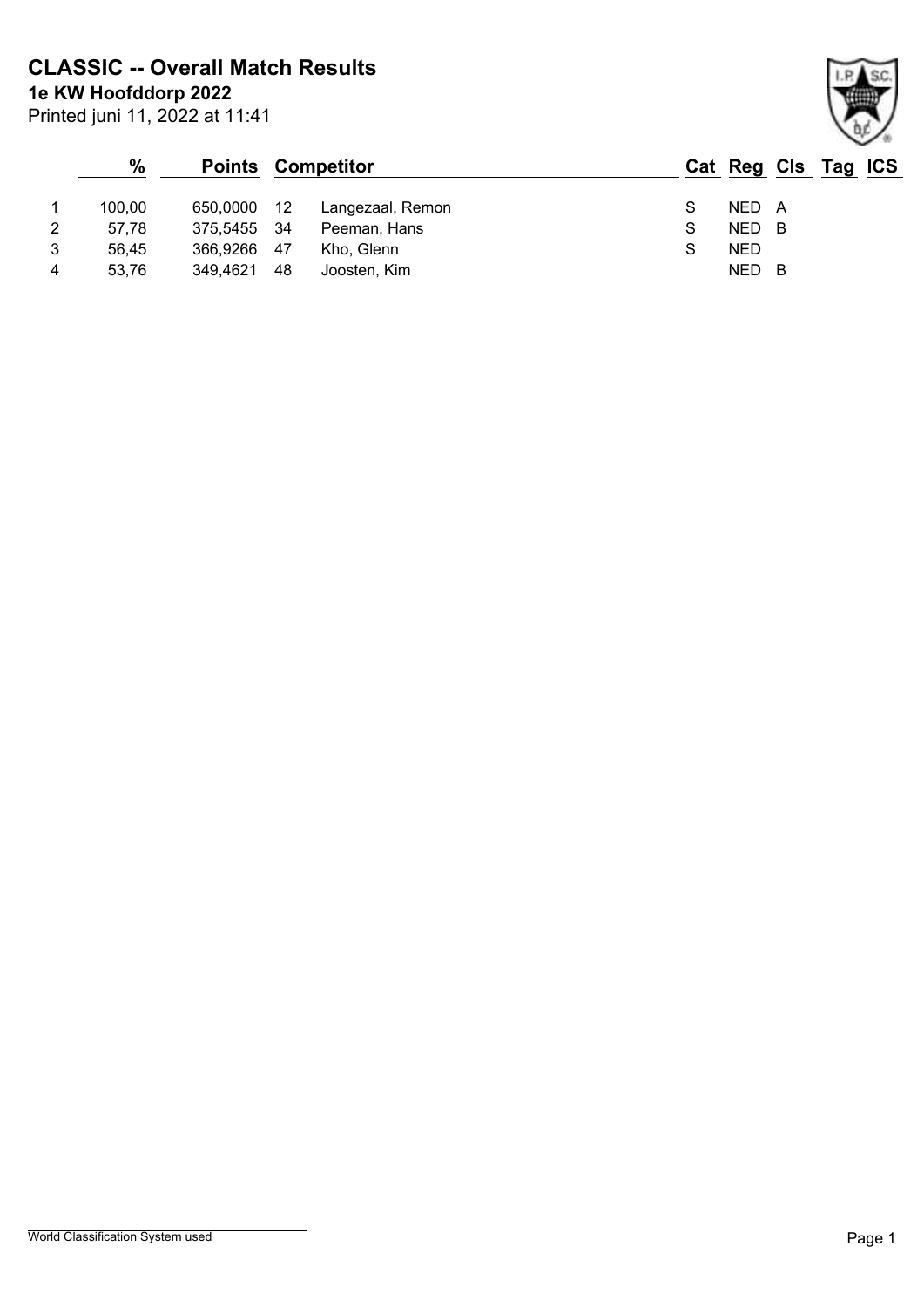# CLASSIC -- Overall Match Results

**1e KW Hoofddorp 2022**

Printed juni 11, 2022 at 11:41

| | % | Points | | Competitor | Cat | Reg | Cls | Tag | ICS |
|---|---|---|---|---|---|---|---|---|---|
| 1 | 100,00 | 650,0000 | 12 | Langezaal, Remon | S | NED | A | | |
| 2 | 57,78 | 375,5455 | 34 | Peeman, Hans | S | NED | B | | |
| 3 | 56,45 | 366,9266 | 47 | Kho, Glenn | S | NED | | | |
| 4 | 53,76 | 349,4621 | 48 | Joosten, Kim | | NED | B | | |

World Classification System used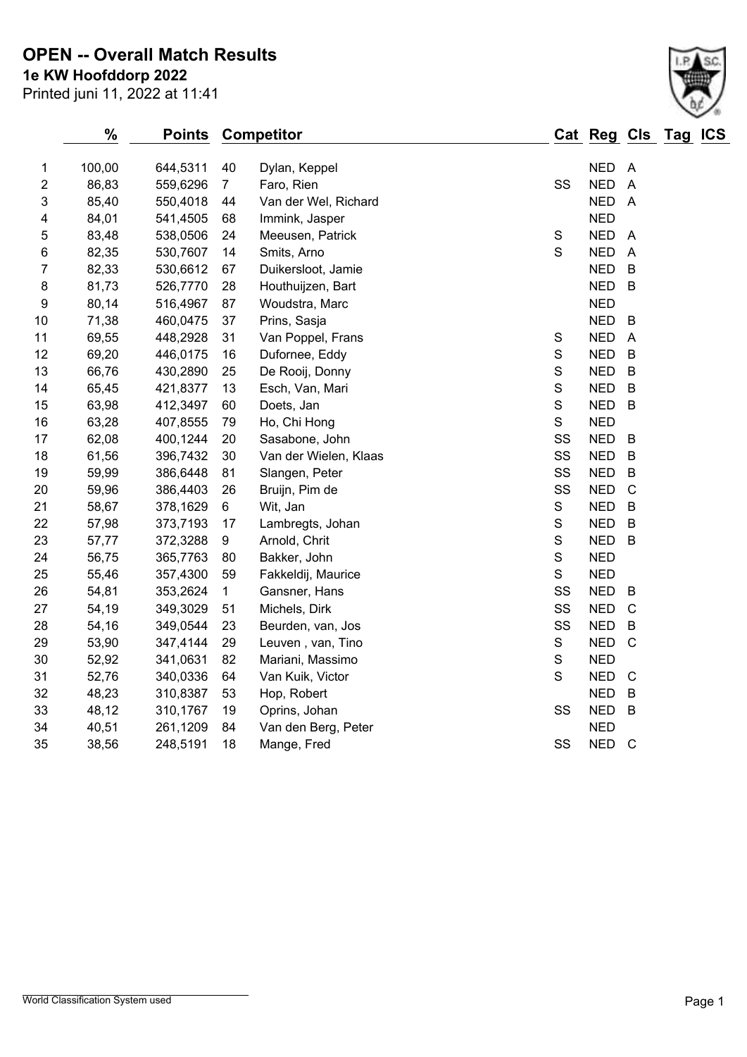# OPEN -- Overall Match Results

**1e KW Hoofddorp 2022**

Printed juni 11, 2022 at 11:41

| | % | Points | Competitor | | Cat | Reg | Cls | Tag | ICS |
|---|---|---|---|---|---|---|---|---|---|
| 1 | 100,00 | 644,5311 | 40 | Dylan, Keppel | | NED | A | | |
| 2 | 86,83 | 559,6296 | 7 | Faro, Rien | SS | NED | A | | |
| 3 | 85,40 | 550,4018 | 44 | Van der Wel, Richard | | NED | A | | |
| 4 | 84,01 | 541,4505 | 68 | Immink, Jasper | | NED | | | |
| 5 | 83,48 | 538,0506 | 24 | Meeusen, Patrick | S | NED | A | | |
| 6 | 82,35 | 530,7607 | 14 | Smits, Arno | S | NED | A | | |
| 7 | 82,33 | 530,6612 | 67 | Duikersloot, Jamie | | NED | B | | |
| 8 | 81,73 | 526,7770 | 28 | Houthuijzen, Bart | | NED | B | | |
| 9 | 80,14 | 516,4967 | 87 | Woudstra, Marc | | NED | | | |
| 10 | 71,38 | 460,0475 | 37 | Prins, Sasja | | NED | B | | |
| 11 | 69,55 | 448,2928 | 31 | Van Poppel, Frans | S | NED | A | | |
| 12 | 69,20 | 446,0175 | 16 | Dufornee, Eddy | S | NED | B | | |
| 13 | 66,76 | 430,2890 | 25 | De Rooij, Donny | S | NED | B | | |
| 14 | 65,45 | 421,8377 | 13 | Esch, Van, Mari | S | NED | B | | |
| 15 | 63,98 | 412,3497 | 60 | Doets, Jan | S | NED | B | | |
| 16 | 63,28 | 407,8555 | 79 | Ho, Chi Hong | S | NED | | | |
| 17 | 62,08 | 400,1244 | 20 | Sasabone, John | SS | NED | B | | |
| 18 | 61,56 | 396,7432 | 30 | Van der Wielen, Klaas | SS | NED | B | | |
| 19 | 59,99 | 386,6448 | 81 | Slangen, Peter | SS | NED | B | | |
| 20 | 59,96 | 386,4403 | 26 | Bruijn, Pim de | SS | NED | C | | |
| 21 | 58,67 | 378,1629 | 6 | Wit, Jan | S | NED | B | | |
| 22 | 57,98 | 373,7193 | 17 | Lambregts, Johan | S | NED | B | | |
| 23 | 57,77 | 372,3288 | 9 | Arnold, Chrit | S | NED | B | | |
| 24 | 56,75 | 365,7763 | 80 | Bakker, John | S | NED | | | |
| 25 | 55,46 | 357,4300 | 59 | Fakkeldij, Maurice | S | NED | | | |
| 26 | 54,81 | 353,2624 | 1 | Gansner, Hans | SS | NED | B | | |
| 27 | 54,19 | 349,3029 | 51 | Michels, Dirk | SS | NED | C | | |
| 28 | 54,16 | 349,0544 | 23 | Beurden, van, Jos | SS | NED | B | | |
| 29 | 53,90 | 347,4144 | 29 | Leuven , van, Tino | S | NED | C | | |
| 30 | 52,92 | 341,0631 | 82 | Mariani, Massimo | S | NED | | | |
| 31 | 52,76 | 340,0336 | 64 | Van Kuik, Victor | S | NED | C | | |
| 32 | 48,23 | 310,8387 | 53 | Hop, Robert | | NED | B | | |
| 33 | 48,12 | 310,1767 | 19 | Oprins, Johan | SS | NED | B | | |
| 34 | 40,51 | 261,1209 | 84 | Van den Berg, Peter | | NED | | | |
| 35 | 38,56 | 248,5191 | 18 | Mange, Fred | SS | NED | C | | |

World Classification System used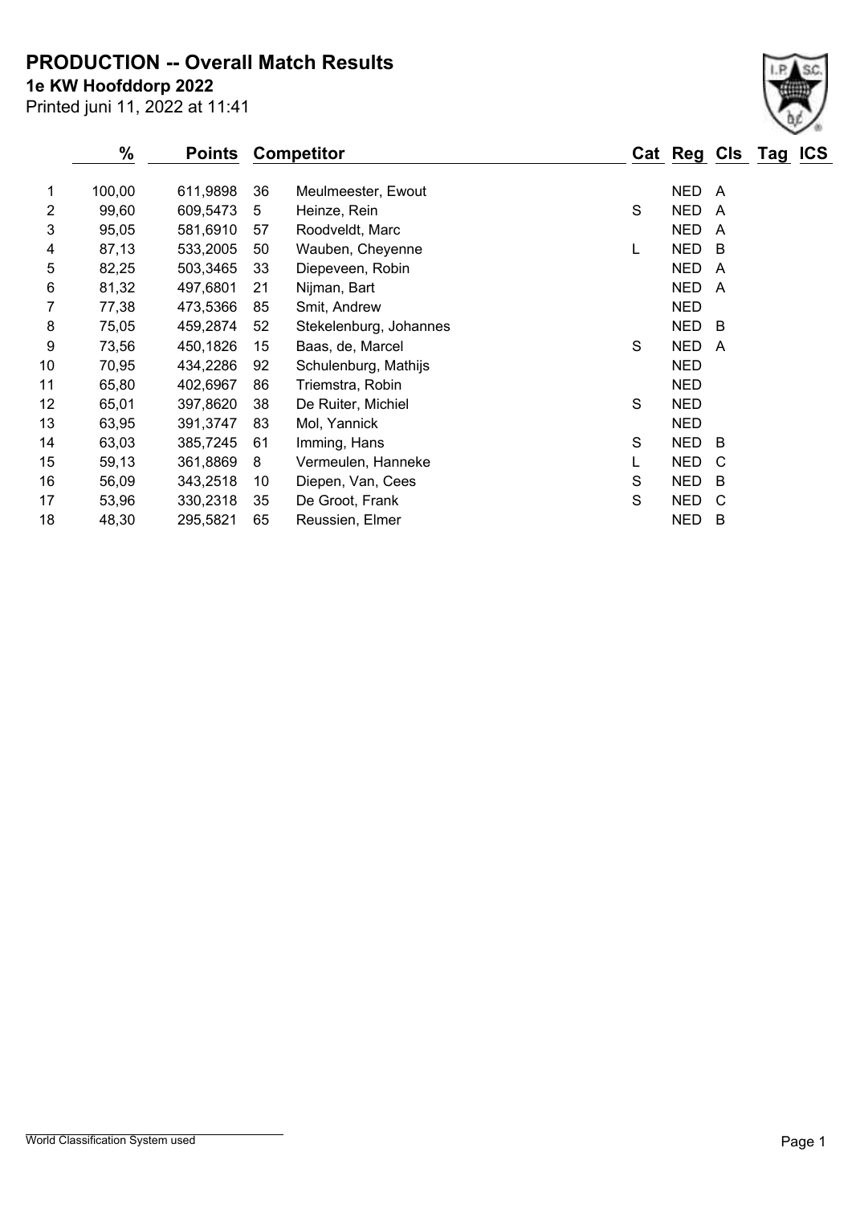# PRODUCTION -- Overall Match Results

**1e KW Hoofddorp 2022**

Printed juni 11, 2022 at 11:41

| | % | Points | | Competitor | Cat | Reg | Cls | Tag | ICS |
|---|---|---|---|---|---|---|---|---|---|
| 1 | 100,00 | 611,9898 | 36 | Meulmeester, Ewout | | NED | A | | |
| 2 | 99,60 | 609,5473 | 5 | Heinze, Rein | S | NED | A | | |
| 3 | 95,05 | 581,6910 | 57 | Roodveldt, Marc | | NED | A | | |
| 4 | 87,13 | 533,2005 | 50 | Wauben, Cheyenne | L | NED | B | | |
| 5 | 82,25 | 503,3465 | 33 | Diepeveen, Robin | | NED | A | | |
| 6 | 81,32 | 497,6801 | 21 | Nijman, Bart | | NED | A | | |
| 7 | 77,38 | 473,5366 | 85 | Smit, Andrew | | NED | | | |
| 8 | 75,05 | 459,2874 | 52 | Stekelenburg, Johannes | | NED | B | | |
| 9 | 73,56 | 450,1826 | 15 | Baas, de, Marcel | S | NED | A | | |
| 10 | 70,95 | 434,2286 | 92 | Schulenburg, Mathijs | | NED | | | |
| 11 | 65,80 | 402,6967 | 86 | Triemstra, Robin | | NED | | | |
| 12 | 65,01 | 397,8620 | 38 | De Ruiter, Michiel | S | NED | | | |
| 13 | 63,95 | 391,3747 | 83 | Mol, Yannick | | NED | | | |
| 14 | 63,03 | 385,7245 | 61 | Imming, Hans | S | NED | B | | |
| 15 | 59,13 | 361,8869 | 8 | Vermeulen, Hanneke | L | NED | C | | |
| 16 | 56,09 | 343,2518 | 10 | Diepen, Van, Cees | S | NED | B | | |
| 17 | 53,96 | 330,2318 | 35 | De Groot, Frank | S | NED | C | | |
| 18 | 48,30 | 295,5821 | 65 | Reussien, Elmer | | NED | B | | |

World Classification System used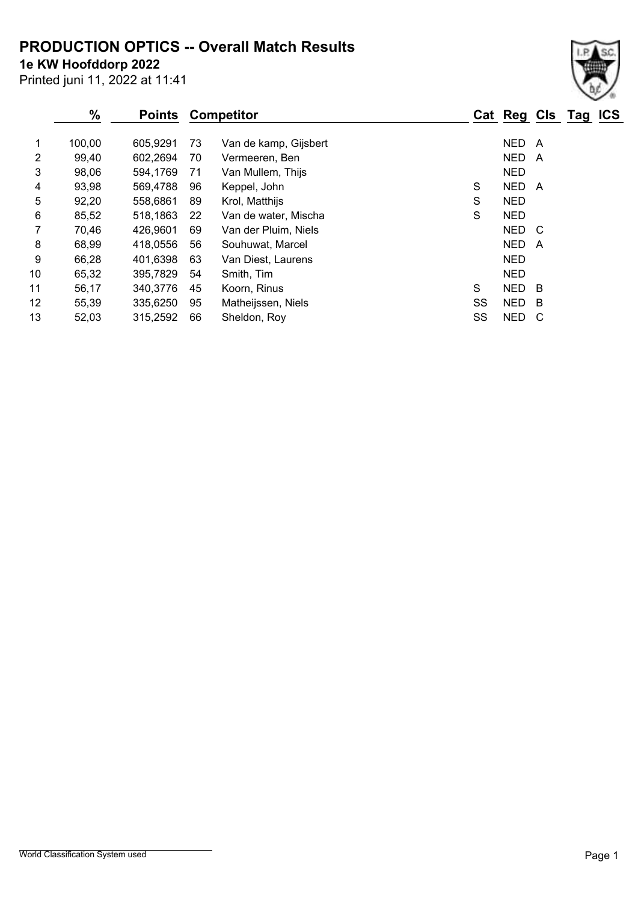# PRODUCTION OPTICS -- Overall Match Results

**1e KW Hoofddorp 2022**

Printed juni 11, 2022 at 11:41

| | % | Points | Competitor | | Cat | Reg | Cls | Tag | ICS |
|---|---|---|---|---|---|---|---|---|---|
| 1 | 100,00 | 605,9291 | 73 | Van de kamp, Gijsbert | | NED | A | | |
| 2 | 99,40 | 602,2694 | 70 | Vermeeren, Ben | | NED | A | | |
| 3 | 98,06 | 594,1769 | 71 | Van Mullem, Thijs | | NED | | | |
| 4 | 93,98 | 569,4788 | 96 | Keppel, John | S | NED | A | | |
| 5 | 92,20 | 558,6861 | 89 | Krol, Matthijs | S | NED | | | |
| 6 | 85,52 | 518,1863 | 22 | Van de water, Mischa | S | NED | | | |
| 7 | 70,46 | 426,9601 | 69 | Van der Pluim, Niels | | NED | C | | |
| 8 | 68,99 | 418,0556 | 56 | Souhuwat, Marcel | | NED | A | | |
| 9 | 66,28 | 401,6398 | 63 | Van Diest, Laurens | | NED | | | |
| 10 | 65,32 | 395,7829 | 54 | Smith, Tim | | NED | | | |
| 11 | 56,17 | 340,3776 | 45 | Koorn, Rinus | S | NED | B | | |
| 12 | 55,39 | 335,6250 | 95 | Matheijssen, Niels | SS | NED | B | | |
| 13 | 52,03 | 315,2592 | 66 | Sheldon, Roy | SS | NED | C | | |

World Classification System used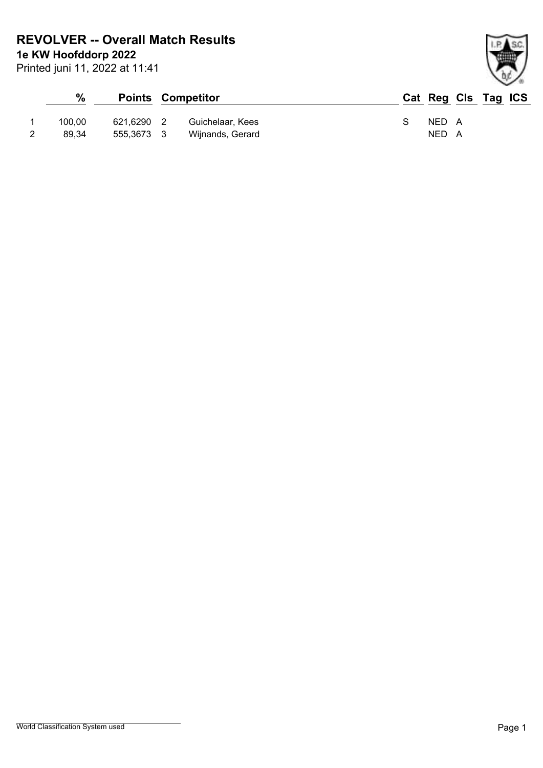# REVOLVER -- Overall Match Results

**1e KW Hoofddorp 2022**

Printed juni 11, 2022 at 11:41

| | % | Points | | Competitor | Cat | Reg | Cls | Tag | ICS |
|---|---|---|---|---|---|---|---|---|---|
| 1 | 100,00 | 621,6290 | 2 | Guichelaar, Kees | S | NED | A | | |
| 2 | 89,34 | 555,3673 | 3 | Wijnands, Gerard | | NED | A | | |

World Classification System used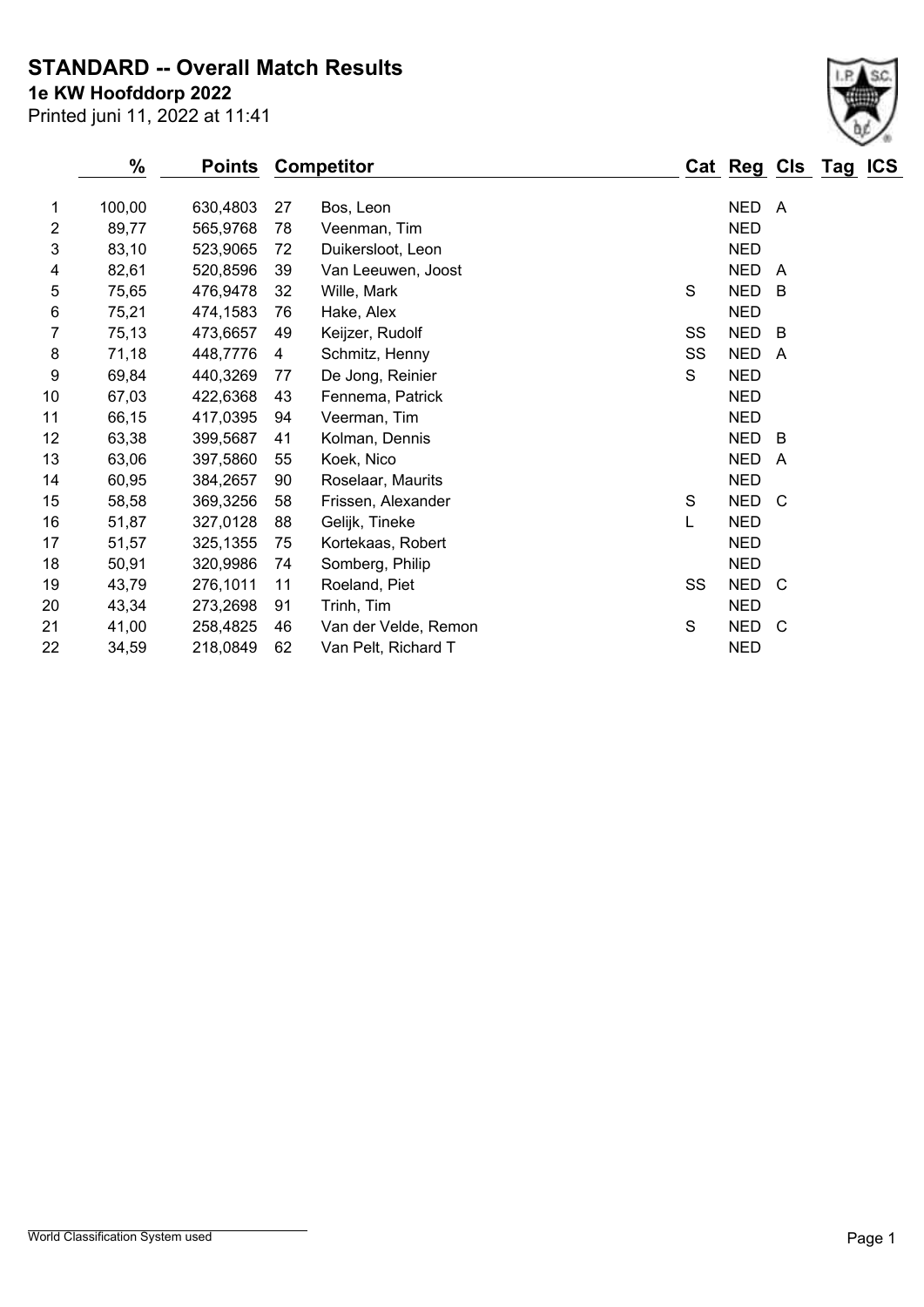# STANDARD -- Overall Match Results

**1e KW Hoofddorp 2022**

Printed juni 11, 2022 at 11:41

| | % | Points | Competitor | | Cat | Reg | Cls | Tag | ICS |
|---|---|---|---|---|---|---|---|---|---|
| 1 | 100,00 | 630,4803 | 27 | Bos, Leon | | NED | A | | |
| 2 | 89,77 | 565,9768 | 78 | Veenman, Tim | | NED | | | |
| 3 | 83,10 | 523,9065 | 72 | Duikersloot, Leon | | NED | | | |
| 4 | 82,61 | 520,8596 | 39 | Van Leeuwen, Joost | | NED | A | | |
| 5 | 75,65 | 476,9478 | 32 | Wille, Mark | S | NED | B | | |
| 6 | 75,21 | 474,1583 | 76 | Hake, Alex | | NED | | | |
| 7 | 75,13 | 473,6657 | 49 | Keijzer, Rudolf | SS | NED | B | | |
| 8 | 71,18 | 448,7776 | 4 | Schmitz, Henny | SS | NED | A | | |
| 9 | 69,84 | 440,3269 | 77 | De Jong, Reinier | S | NED | | | |
| 10 | 67,03 | 422,6368 | 43 | Fennema, Patrick | | NED | | | |
| 11 | 66,15 | 417,0395 | 94 | Veerman, Tim | | NED | | | |
| 12 | 63,38 | 399,5687 | 41 | Kolman, Dennis | | NED | B | | |
| 13 | 63,06 | 397,5860 | 55 | Koek, Nico | | NED | A | | |
| 14 | 60,95 | 384,2657 | 90 | Roselaar, Maurits | | NED | | | |
| 15 | 58,58 | 369,3256 | 58 | Frissen, Alexander | S | NED | C | | |
| 16 | 51,87 | 327,0128 | 88 | Gelijk, Tineke | L | NED | | | |
| 17 | 51,57 | 325,1355 | 75 | Kortekaas, Robert | | NED | | | |
| 18 | 50,91 | 320,9986 | 74 | Somberg, Philip | | NED | | | |
| 19 | 43,79 | 276,1011 | 11 | Roeland, Piet | SS | NED | C | | |
| 20 | 43,34 | 273,2698 | 91 | Trinh, Tim | | NED | | | |
| 21 | 41,00 | 258,4825 | 46 | Van der Velde, Remon | S | NED | C | | |
| 22 | 34,59 | 218,0849 | 62 | Van Pelt, Richard T | | NED | | | |

World Classification System used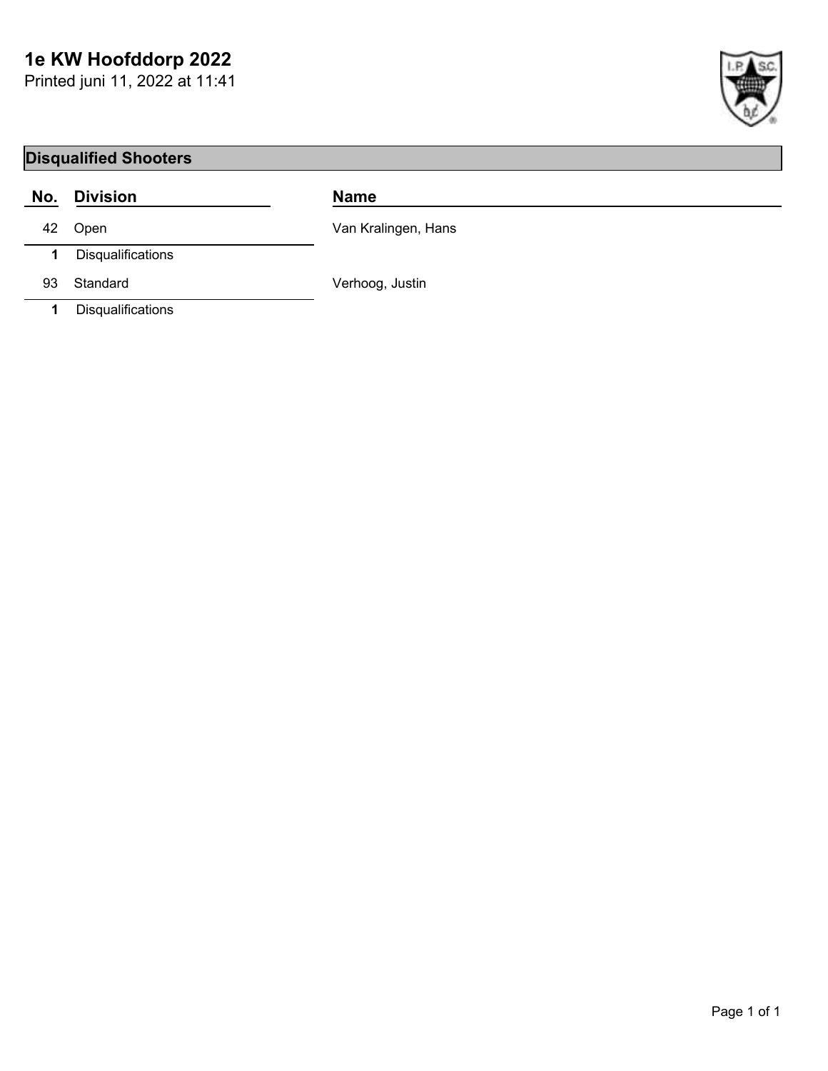# 1e KW Hoofddorp 2022

Printed juni 11, 2022 at 11:41

## Disqualified Shooters

| No. | Division | Name |
|---|---|---|
| 42 | Open | Van Kralingen, Hans |
| **1** | Disqualifications | |
| 93 | Standard | Verhoog, Justin |
| **1** | Disqualifications | |